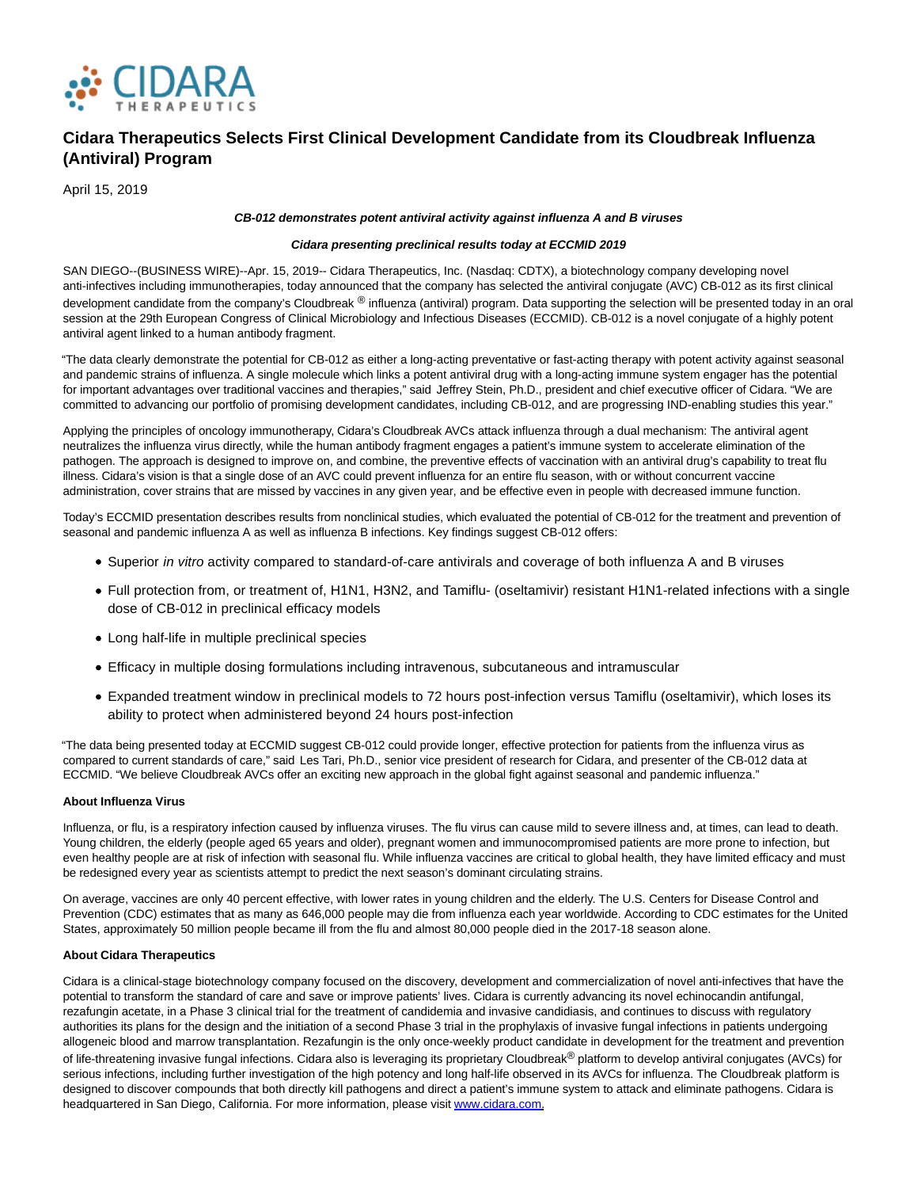# Cidara Therapeutics Selects First Clinical Development Candidate from its Cloudbreak Influenza (Antiviral) Program

April 15, 2019

***CB-012 demonstrates potent antiviral activity against influenza A and B viruses***

***Cidara presenting preclinical results today at ECCMID 2019***

SAN DIEGO--(BUSINESS WIRE)--Apr. 15, 2019-- Cidara Therapeutics, Inc. (Nasdaq: CDTX), a biotechnology company developing novel anti-infectives including immunotherapies, today announced that the company has selected the antiviral conjugate (AVC) CB-012 as its first clinical development candidate from the company's Cloudbreak® influenza (antiviral) program. Data supporting the selection will be presented today in an oral session at the 29th European Congress of Clinical Microbiology and Infectious Diseases (ECCMID). CB-012 is a novel conjugate of a highly potent antiviral agent linked to a human antibody fragment.

"The data clearly demonstrate the potential for CB-012 as either a long-acting preventative or fast-acting therapy with potent activity against seasonal and pandemic strains of influenza. A single molecule which links a potent antiviral drug with a long-acting immune system engager has the potential for important advantages over traditional vaccines and therapies," said Jeffrey Stein, Ph.D., president and chief executive officer of Cidara. "We are committed to advancing our portfolio of promising development candidates, including CB-012, and are progressing IND-enabling studies this year."

Applying the principles of oncology immunotherapy, Cidara's Cloudbreak AVCs attack influenza through a dual mechanism: The antiviral agent neutralizes the influenza virus directly, while the human antibody fragment engages a patient's immune system to accelerate elimination of the pathogen. The approach is designed to improve on, and combine, the preventive effects of vaccination with an antiviral drug's capability to treat flu illness. Cidara's vision is that a single dose of an AVC could prevent influenza for an entire flu season, with or without concurrent vaccine administration, cover strains that are missed by vaccines in any given year, and be effective even in people with decreased immune function.

Today's ECCMID presentation describes results from nonclinical studies, which evaluated the potential of CB-012 for the treatment and prevention of seasonal and pandemic influenza A as well as influenza B infections. Key findings suggest CB-012 offers:

- Superior *in vitro* activity compared to standard-of-care antivirals and coverage of both influenza A and B viruses
- Full protection from, or treatment of, H1N1, H3N2, and Tamiflu- (oseltamivir) resistant H1N1-related infections with a single dose of CB-012 in preclinical efficacy models
- Long half-life in multiple preclinical species
- Efficacy in multiple dosing formulations including intravenous, subcutaneous and intramuscular
- Expanded treatment window in preclinical models to 72 hours post-infection versus Tamiflu (oseltamivir), which loses its ability to protect when administered beyond 24 hours post-infection

"The data being presented today at ECCMID suggest CB-012 could provide longer, effective protection for patients from the influenza virus as compared to current standards of care," said Les Tari, Ph.D., senior vice president of research for Cidara, and presenter of the CB-012 data at ECCMID. "We believe Cloudbreak AVCs offer an exciting new approach in the global fight against seasonal and pandemic influenza."

**About Influenza Virus**

Influenza, or flu, is a respiratory infection caused by influenza viruses. The flu virus can cause mild to severe illness and, at times, can lead to death. Young children, the elderly (people aged 65 years and older), pregnant women and immunocompromised patients are more prone to infection, but even healthy people are at risk of infection with seasonal flu. While influenza vaccines are critical to global health, they have limited efficacy and must be redesigned every year as scientists attempt to predict the next season's dominant circulating strains.

On average, vaccines are only 40 percent effective, with lower rates in young children and the elderly. The U.S. Centers for Disease Control and Prevention (CDC) estimates that as many as 646,000 people may die from influenza each year worldwide. According to CDC estimates for the United States, approximately 50 million people became ill from the flu and almost 80,000 people died in the 2017-18 season alone.

**About Cidara Therapeutics**

Cidara is a clinical-stage biotechnology company focused on the discovery, development and commercialization of novel anti-infectives that have the potential to transform the standard of care and save or improve patients' lives. Cidara is currently advancing its novel echinocandin antifungal, rezafungin acetate, in a Phase 3 clinical trial for the treatment of candidemia and invasive candidiasis, and continues to discuss with regulatory authorities its plans for the design and the initiation of a second Phase 3 trial in the prophylaxis of invasive fungal infections in patients undergoing allogeneic blood and marrow transplantation. Rezafungin is the only once-weekly product candidate in development for the treatment and prevention of life-threatening invasive fungal infections. Cidara also is leveraging its proprietary Cloudbreak® platform to develop antiviral conjugates (AVCs) for serious infections, including further investigation of the high potency and long half-life observed in its AVCs for influenza. The Cloudbreak platform is designed to discover compounds that both directly kill pathogens and direct a patient's immune system to attack and eliminate pathogens. Cidara is headquartered in San Diego, California. For more information, please visit www.cidara.com.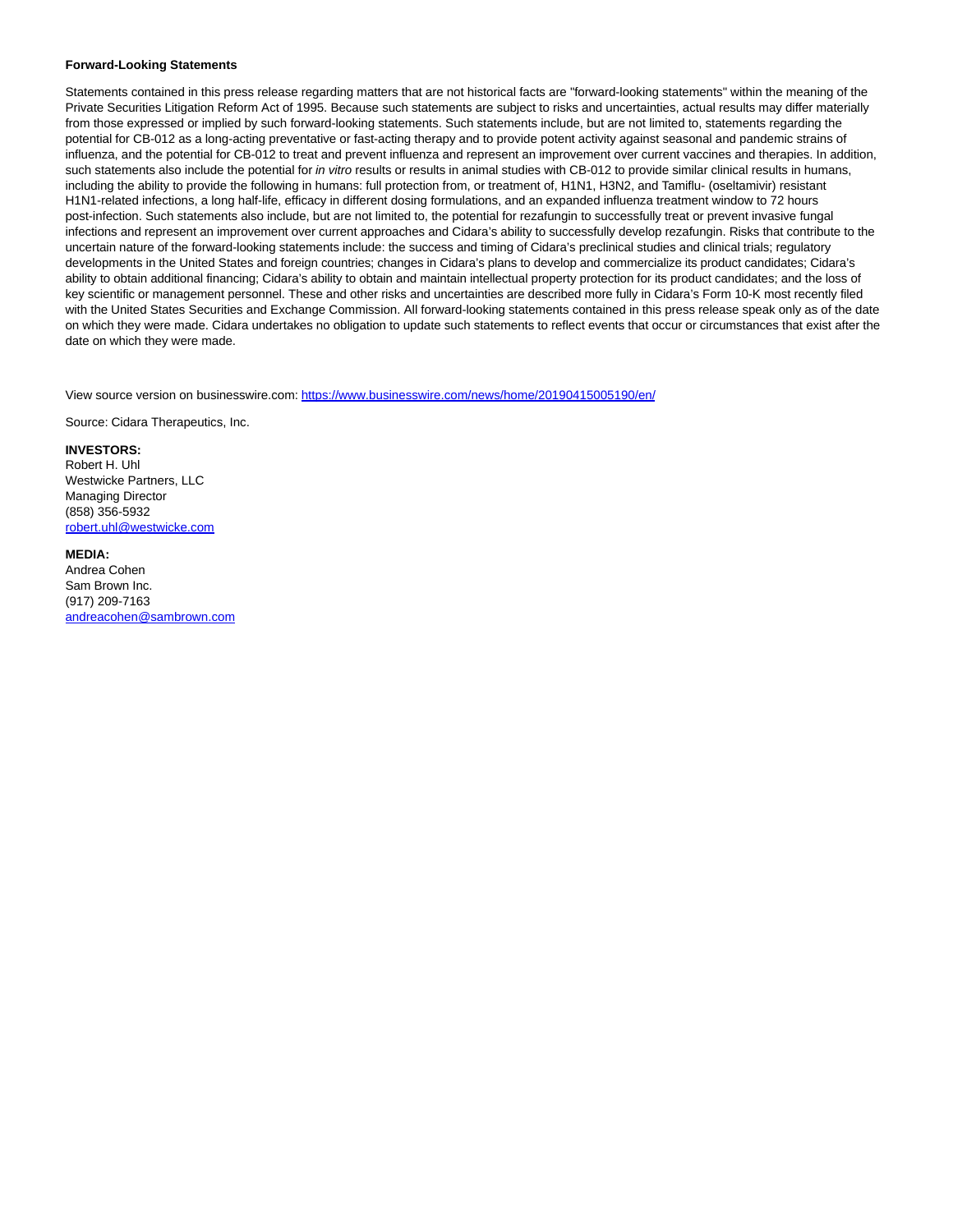**Forward-Looking Statements**

Statements contained in this press release regarding matters that are not historical facts are "forward-looking statements" within the meaning of the Private Securities Litigation Reform Act of 1995. Because such statements are subject to risks and uncertainties, actual results may differ materially from those expressed or implied by such forward-looking statements. Such statements include, but are not limited to, statements regarding the potential for CB-012 as a long-acting preventative or fast-acting therapy and to provide potent activity against seasonal and pandemic strains of influenza, and the potential for CB-012 to treat and prevent influenza and represent an improvement over current vaccines and therapies. In addition, such statements also include the potential for *in vitro* results or results in animal studies with CB-012 to provide similar clinical results in humans, including the ability to provide the following in humans: full protection from, or treatment of, H1N1, H3N2, and Tamiflu- (oseltamivir) resistant H1N1-related infections, a long half-life, efficacy in different dosing formulations, and an expanded influenza treatment window to 72 hours post-infection. Such statements also include, but are not limited to, the potential for rezafungin to successfully treat or prevent invasive fungal infections and represent an improvement over current approaches and Cidara's ability to successfully develop rezafungin. Risks that contribute to the uncertain nature of the forward-looking statements include: the success and timing of Cidara's preclinical studies and clinical trials; regulatory developments in the United States and foreign countries; changes in Cidara's plans to develop and commercialize its product candidates; Cidara's ability to obtain additional financing; Cidara's ability to obtain and maintain intellectual property protection for its product candidates; and the loss of key scientific or management personnel. These and other risks and uncertainties are described more fully in Cidara's Form 10-K most recently filed with the United States Securities and Exchange Commission. All forward-looking statements contained in this press release speak only as of the date on which they were made. Cidara undertakes no obligation to update such statements to reflect events that occur or circumstances that exist after the date on which they were made.

View source version on businesswire.com: https://www.businesswire.com/news/home/20190415005190/en/

Source: Cidara Therapeutics, Inc.

**INVESTORS:**
Robert H. Uhl
Westwicke Partners, LLC
Managing Director
(858) 356-5932
robert.uhl@westwicke.com

**MEDIA:**
Andrea Cohen
Sam Brown Inc.
(917) 209-7163
andreacohen@sambrown.com